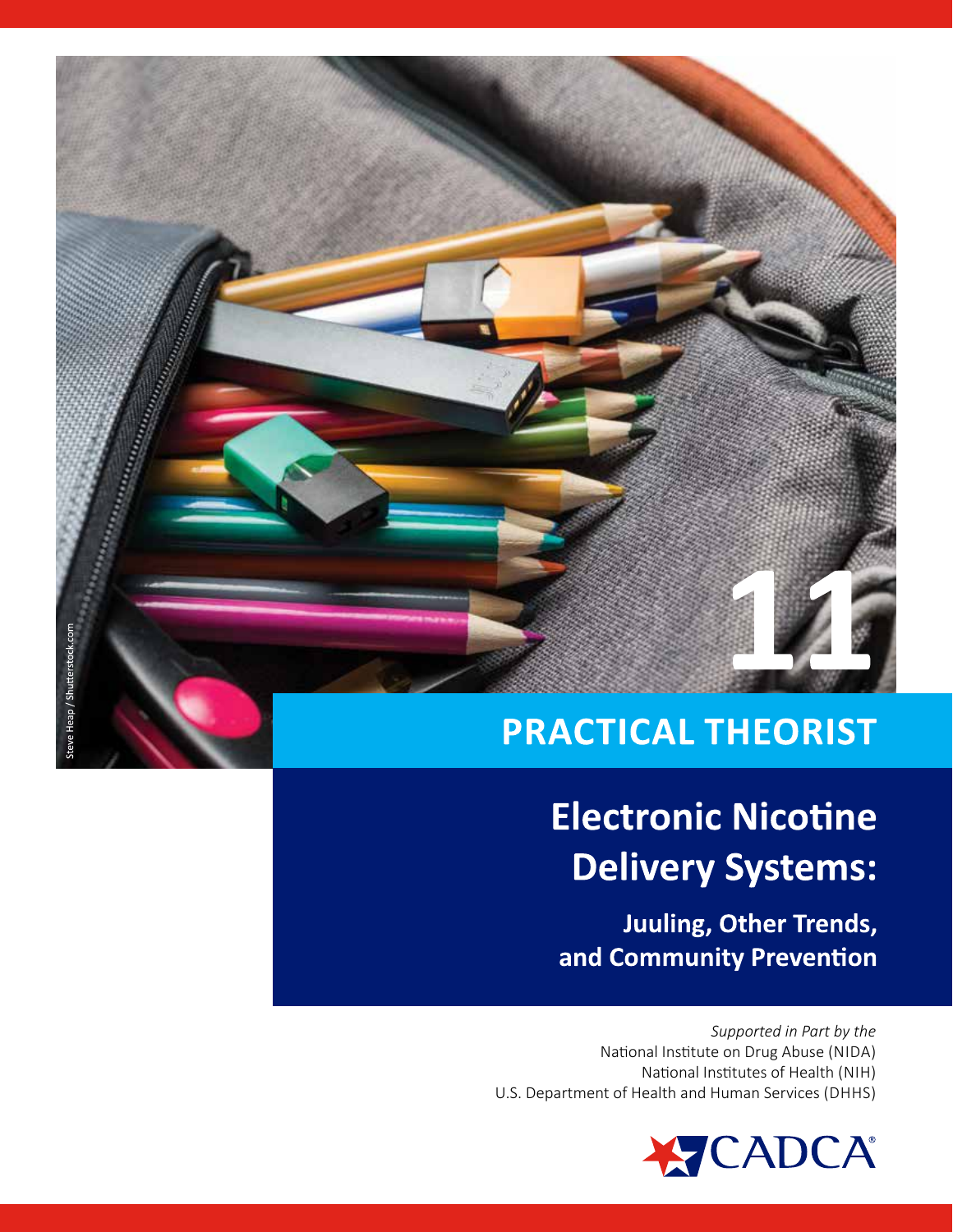11

PRACTICAL THEORIST

# Electronic Nicotine Delivery Systems:

## Juuling, Other Trends, and Community Prevention

*Supported in Part by the*
National Institute on Drug Abuse (NIDA)
National Institutes of Health (NIH)
U.S. Department of Health and Human Services (DHHS)

Steve Heap / Shutterstock.com

CADCA®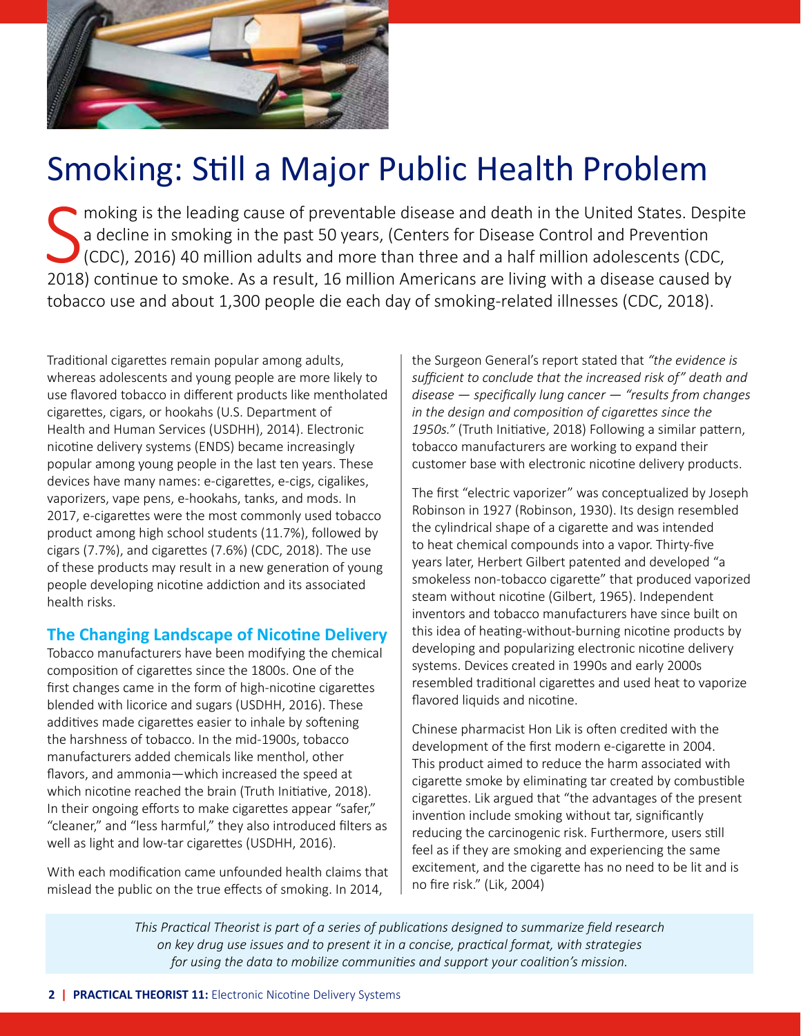# Smoking: Still a Major Public Health Problem

Smoking is the leading cause of preventable disease and death in the United States. Despite a decline in smoking in the past 50 years, (Centers for Disease Control and Prevention (CDC), 2016) 40 million adults and more than three and a half million adolescents (CDC, 2018) continue to smoke. As a result, 16 million Americans are living with a disease caused by tobacco use and about 1,300 people die each day of smoking-related illnesses (CDC, 2018).

Traditional cigarettes remain popular among adults, whereas adolescents and young people are more likely to use flavored tobacco in different products like mentholated cigarettes, cigars, or hookahs (U.S. Department of Health and Human Services (USDHH), 2014). Electronic nicotine delivery systems (ENDS) became increasingly popular among young people in the last ten years. These devices have many names: e-cigarettes, e-cigs, cigalikes, vaporizers, vape pens, e-hookahs, tanks, and mods. In 2017, e-cigarettes were the most commonly used tobacco product among high school students (11.7%), followed by cigars (7.7%), and cigarettes (7.6%) (CDC, 2018). The use of these products may result in a new generation of young people developing nicotine addiction and its associated health risks.

### The Changing Landscape of Nicotine Delivery

Tobacco manufacturers have been modifying the chemical composition of cigarettes since the 1800s. One of the first changes came in the form of high-nicotine cigarettes blended with licorice and sugars (USDHH, 2016). These additives made cigarettes easier to inhale by softening the harshness of tobacco. In the mid-1900s, tobacco manufacturers added chemicals like menthol, other flavors, and ammonia—which increased the speed at which nicotine reached the brain (Truth Initiative, 2018). In their ongoing efforts to make cigarettes appear "safer," "cleaner," and "less harmful," they also introduced filters as well as light and low-tar cigarettes (USDHH, 2016).

With each modification came unfounded health claims that mislead the public on the true effects of smoking. In 2014, the Surgeon General's report stated that *"the evidence is sufficient to conclude that the increased risk of"* death and disease — specifically lung cancer — *"results from changes in the design and composition of cigarettes since the 1950s."* (Truth Initiative, 2018) Following a similar pattern, tobacco manufacturers are working to expand their customer base with electronic nicotine delivery products.

The first "electric vaporizer" was conceptualized by Joseph Robinson in 1927 (Robinson, 1930). Its design resembled the cylindrical shape of a cigarette and was intended to heat chemical compounds into a vapor. Thirty-five years later, Herbert Gilbert patented and developed "a smokeless non-tobacco cigarette" that produced vaporized steam without nicotine (Gilbert, 1965). Independent inventors and tobacco manufacturers have since built on this idea of heating-without-burning nicotine products by developing and popularizing electronic nicotine delivery systems. Devices created in 1990s and early 2000s resembled traditional cigarettes and used heat to vaporize flavored liquids and nicotine.

Chinese pharmacist Hon Lik is often credited with the development of the first modern e-cigarette in 2004. This product aimed to reduce the harm associated with cigarette smoke by eliminating tar created by combustible cigarettes. Lik argued that "the advantages of the present invention include smoking without tar, significantly reducing the carcinogenic risk. Furthermore, users still feel as if they are smoking and experiencing the same excitement, and the cigarette has no need to be lit and is no fire risk." (Lik, 2004)

*This Practical Theorist is part of a series of publications designed to summarize field research on key drug use issues and to present it in a concise, practical format, with strategies for using the data to mobilize communities and support your coalition's mission.*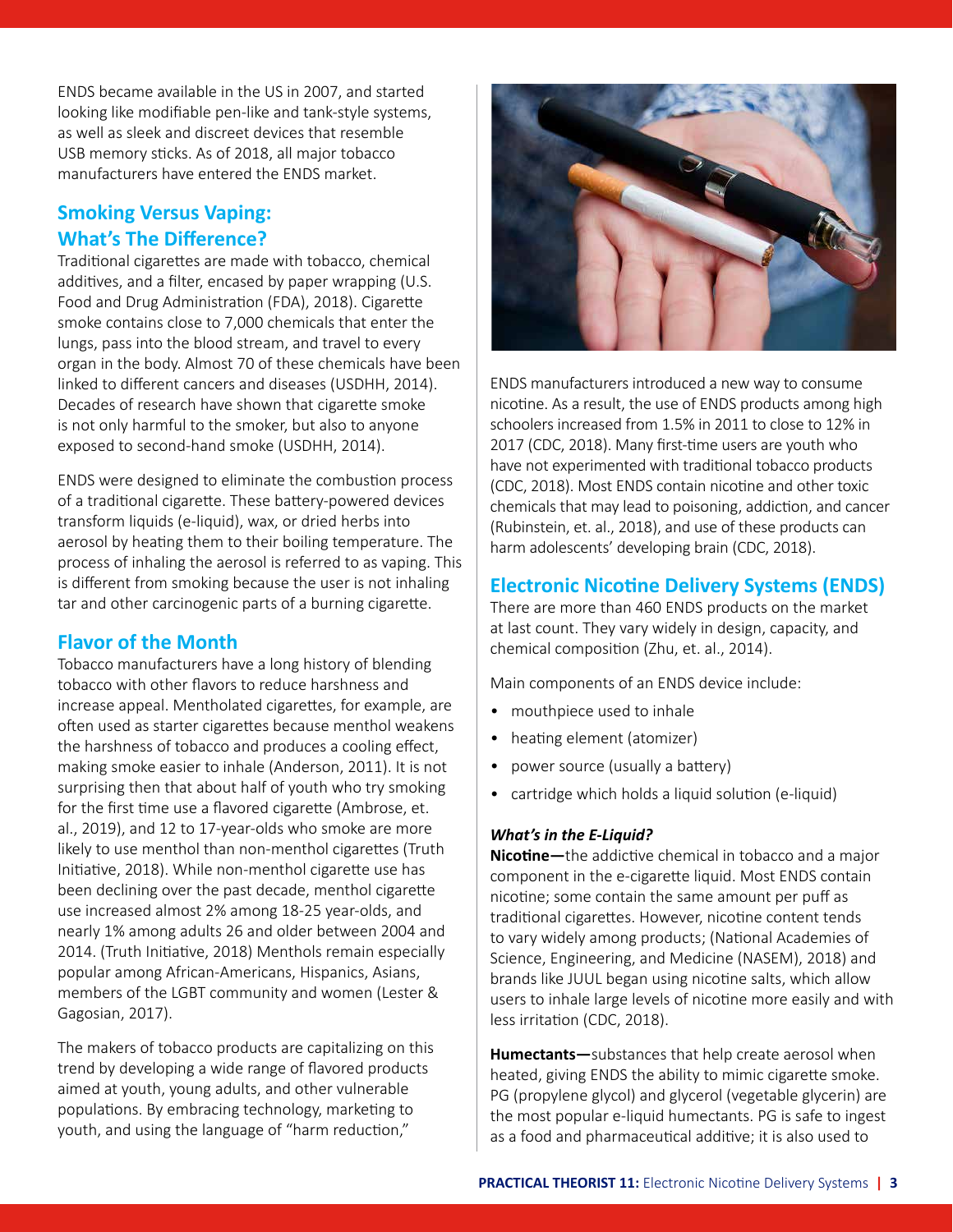ENDS became available in the US in 2007, and started looking like modifiable pen-like and tank-style systems, as well as sleek and discreet devices that resemble USB memory sticks. As of 2018, all major tobacco manufacturers have entered the ENDS market.

## Smoking Versus Vaping: What's The Difference?

Traditional cigarettes are made with tobacco, chemical additives, and a filter, encased by paper wrapping (U.S. Food and Drug Administration (FDA), 2018). Cigarette smoke contains close to 7,000 chemicals that enter the lungs, pass into the blood stream, and travel to every organ in the body. Almost 70 of these chemicals have been linked to different cancers and diseases (USDHH, 2014). Decades of research have shown that cigarette smoke is not only harmful to the smoker, but also to anyone exposed to second-hand smoke (USDHH, 2014).

ENDS were designed to eliminate the combustion process of a traditional cigarette. These battery-powered devices transform liquids (e-liquid), wax, or dried herbs into aerosol by heating them to their boiling temperature. The process of inhaling the aerosol is referred to as vaping. This is different from smoking because the user is not inhaling tar and other carcinogenic parts of a burning cigarette.

## Flavor of the Month

Tobacco manufacturers have a long history of blending tobacco with other flavors to reduce harshness and increase appeal. Mentholated cigarettes, for example, are often used as starter cigarettes because menthol weakens the harshness of tobacco and produces a cooling effect, making smoke easier to inhale (Anderson, 2011). It is not surprising then that about half of youth who try smoking for the first time use a flavored cigarette (Ambrose, et. al., 2019), and 12 to 17-year-olds who smoke are more likely to use menthol than non-menthol cigarettes (Truth Initiative, 2018). While non-menthol cigarette use has been declining over the past decade, menthol cigarette use increased almost 2% among 18-25 year-olds, and nearly 1% among adults 26 and older between 2004 and 2014. (Truth Initiative, 2018) Menthols remain especially popular among African-Americans, Hispanics, Asians, members of the LGBT community and women (Lester & Gagosian, 2017).

The makers of tobacco products are capitalizing on this trend by developing a wide range of flavored products aimed at youth, young adults, and other vulnerable populations. By embracing technology, marketing to youth, and using the language of "harm reduction," ENDS manufacturers introduced a new way to consume nicotine. As a result, the use of ENDS products among high schoolers increased from 1.5% in 2011 to close to 12% in 2017 (CDC, 2018). Many first-time users are youth who have not experimented with traditional tobacco products (CDC, 2018). Most ENDS contain nicotine and other toxic chemicals that may lead to poisoning, addiction, and cancer (Rubinstein, et. al., 2018), and use of these products can harm adolescents' developing brain (CDC, 2018).

## Electronic Nicotine Delivery Systems (ENDS)

There are more than 460 ENDS products on the market at last count. They vary widely in design, capacity, and chemical composition (Zhu, et. al., 2014).

Main components of an ENDS device include:

- mouthpiece used to inhale
- heating element (atomizer)
- power source (usually a battery)
- cartridge which holds a liquid solution (e-liquid)

### *What's in the E-Liquid?*

**Nicotine—**the addictive chemical in tobacco and a major component in the e-cigarette liquid. Most ENDS contain nicotine; some contain the same amount per puff as traditional cigarettes. However, nicotine content tends to vary widely among products; (National Academies of Science, Engineering, and Medicine (NASEM), 2018) and brands like JUUL began using nicotine salts, which allow users to inhale large levels of nicotine more easily and with less irritation (CDC, 2018).

**Humectants—**substances that help create aerosol when heated, giving ENDS the ability to mimic cigarette smoke. PG (propylene glycol) and glycerol (vegetable glycerin) are the most popular e-liquid humectants. PG is safe to ingest as a food and pharmaceutical additive; it is also used to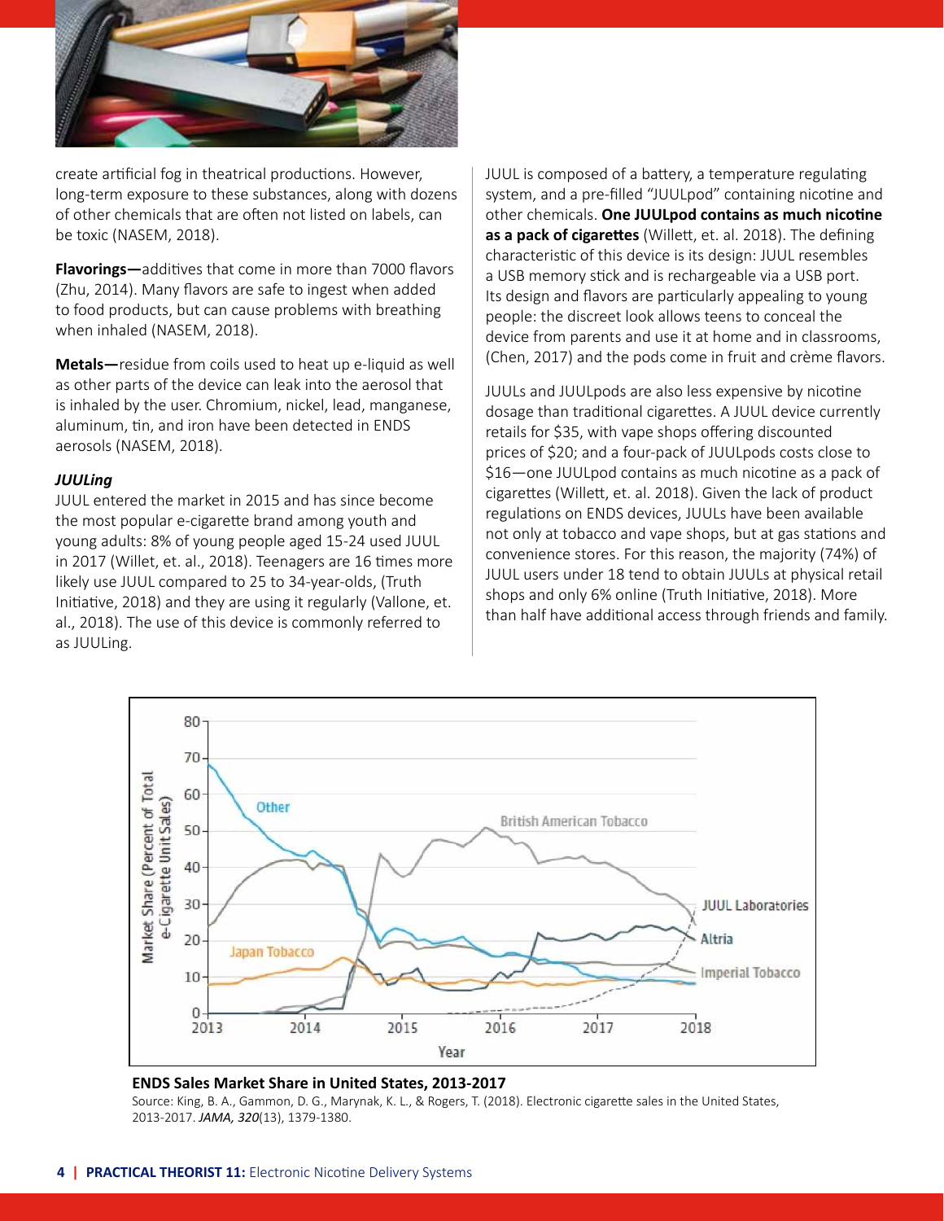create artificial fog in theatrical productions. However, long-term exposure to these substances, along with dozens of other chemicals that are often not listed on labels, can be toxic (NASEM, 2018).

**Flavorings—**additives that come in more than 7000 flavors (Zhu, 2014). Many flavors are safe to ingest when added to food products, but can cause problems with breathing when inhaled (NASEM, 2018).

**Metals—**residue from coils used to heat up e-liquid as well as other parts of the device can leak into the aerosol that is inhaled by the user. Chromium, nickel, lead, manganese, aluminum, tin, and iron have been detected in ENDS aerosols (NASEM, 2018).

### *JUULing*

JUUL entered the market in 2015 and has since become the most popular e-cigarette brand among youth and young adults: 8% of young people aged 15-24 used JUUL in 2017 (Willet, et. al., 2018). Teenagers are 16 times more likely use JUUL compared to 25 to 34-year-olds, (Truth Initiative, 2018) and they are using it regularly (Vallone, et. al., 2018). The use of this device is commonly referred to as JUULing.

JUUL is composed of a battery, a temperature regulating system, and a pre-filled "JUULpod" containing nicotine and other chemicals. **One JUULpod contains as much nicotine as a pack of cigarettes** (Willett, et. al. 2018). The defining characteristic of this device is its design: JUUL resembles a USB memory stick and is rechargeable via a USB port. Its design and flavors are particularly appealing to young people: the discreet look allows teens to conceal the device from parents and use it at home and in classrooms, (Chen, 2017) and the pods come in fruit and crème flavors.

JUULs and JUULpods are also less expensive by nicotine dosage than traditional cigarettes. A JUUL device currently retails for $35, with vape shops offering discounted prices of $20; and a four-pack of JUULpods costs close to $16—one JUULpod contains as much nicotine as a pack of cigarettes (Willett, et. al. 2018). Given the lack of product regulations on ENDS devices, JUULs have been available not only at tobacco and vape shops, but at gas stations and convenience stores. For this reason, the majority (74%) of JUUL users under 18 tend to obtain JUULs at physical retail shops and only 6% online (Truth Initiative, 2018). More than half have additional access through friends and family.

**ENDS Sales Market Share in United States, 2013-2017**

Source: King, B. A., Gammon, D. G., Marynak, K. L., & Rogers, T. (2018). Electronic cigarette sales in the United States, 2013-2017. *JAMA, 320*(13), 1379-1380.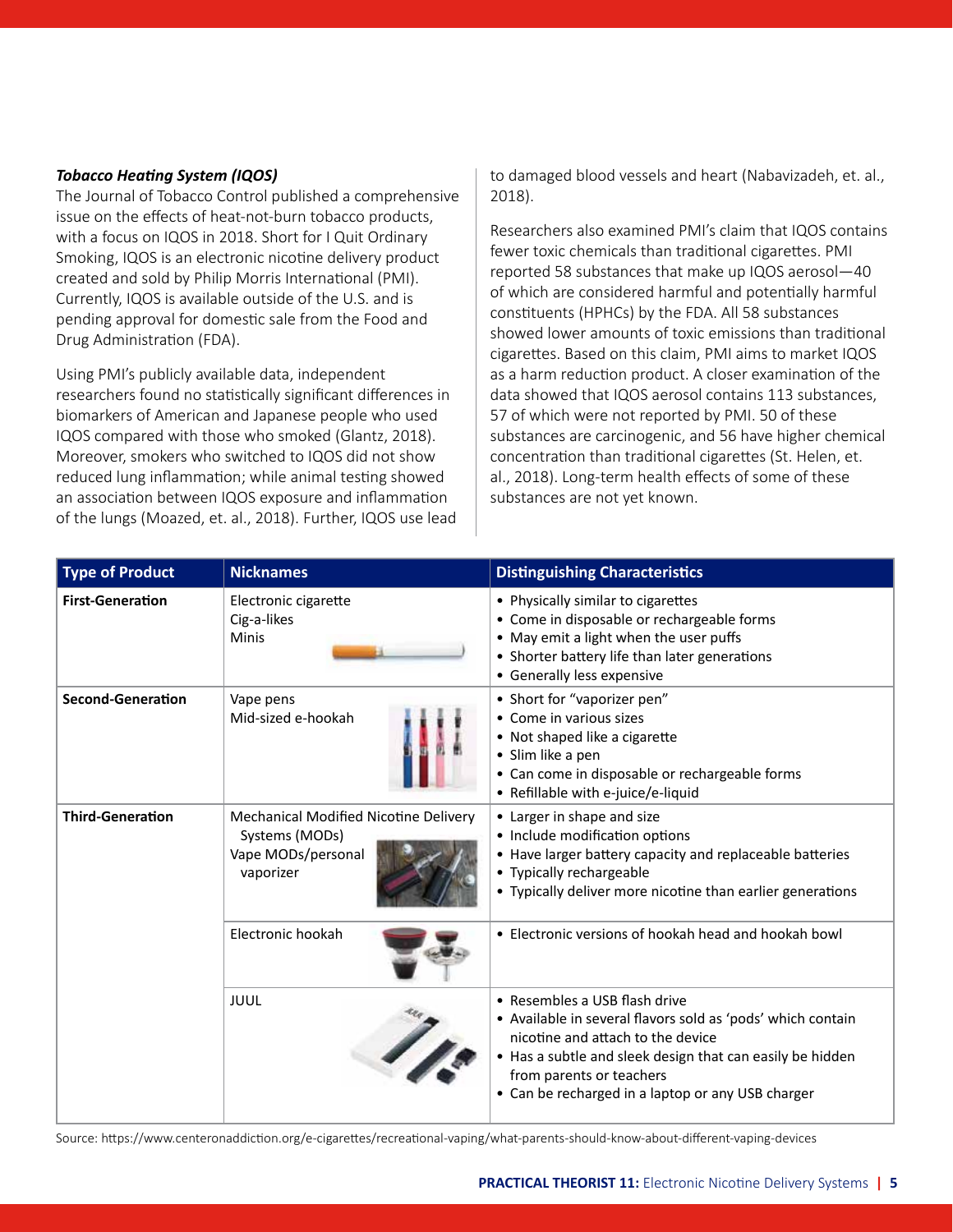***Tobacco Heating System (IQOS)***

The Journal of Tobacco Control published a comprehensive issue on the effects of heat-not-burn tobacco products, with a focus on IQOS in 2018. Short for I Quit Ordinary Smoking, IQOS is an electronic nicotine delivery product created and sold by Philip Morris International (PMI). Currently, IQOS is available outside of the U.S. and is pending approval for domestic sale from the Food and Drug Administration (FDA).

Using PMI's publicly available data, independent researchers found no statistically significant differences in biomarkers of American and Japanese people who used IQOS compared with those who smoked (Glantz, 2018). Moreover, smokers who switched to IQOS did not show reduced lung inflammation; while animal testing showed an association between IQOS exposure and inflammation of the lungs (Moazed, et. al., 2018). Further, IQOS use lead to damaged blood vessels and heart (Nabavizadeh, et. al., 2018).

Researchers also examined PMI's claim that IQOS contains fewer toxic chemicals than traditional cigarettes. PMI reported 58 substances that make up IQOS aerosol—40 of which are considered harmful and potentially harmful constituents (HPHCs) by the FDA. All 58 substances showed lower amounts of toxic emissions than traditional cigarettes. Based on this claim, PMI aims to market IQOS as a harm reduction product. A closer examination of the data showed that IQOS aerosol contains 113 substances, 57 of which were not reported by PMI. 50 of these substances are carcinogenic, and 56 have higher chemical concentration than traditional cigarettes (St. Helen, et. al., 2018). Long-term health effects of some of these substances are not yet known.

| Type of Product | Nicknames | Distinguishing Characteristics |
|---|---|---|
| **First-Generation** | Electronic cigarette<br>Cig-a-likes<br>Minis | • Physically similar to cigarettes<br>• Come in disposable or rechargeable forms<br>• May emit a light when the user puffs<br>• Shorter battery life than later generations<br>• Generally less expensive |
| **Second-Generation** | Vape pens<br>Mid-sized e-hookah | • Short for "vaporizer pen"<br>• Come in various sizes<br>• Not shaped like a cigarette<br>• Slim like a pen<br>• Can come in disposable or rechargeable forms<br>• Refillable with e-juice/e-liquid |
| **Third-Generation** | Mechanical Modified Nicotine Delivery Systems (MODs)<br>Vape MODs/personal vaporizer | • Larger in shape and size<br>• Include modification options<br>• Have larger battery capacity and replaceable batteries<br>• Typically rechargeable<br>• Typically deliver more nicotine than earlier generations |
| | Electronic hookah | • Electronic versions of hookah head and hookah bowl |
| | JUUL | • Resembles a USB flash drive<br>• Available in several flavors sold as 'pods' which contain nicotine and attach to the device<br>• Has a subtle and sleek design that can easily be hidden from parents or teachers<br>• Can be recharged in a laptop or any USB charger |

Source: https://www.centeronaddiction.org/e-cigarettes/recreational-vaping/what-parents-should-know-about-different-vaping-devices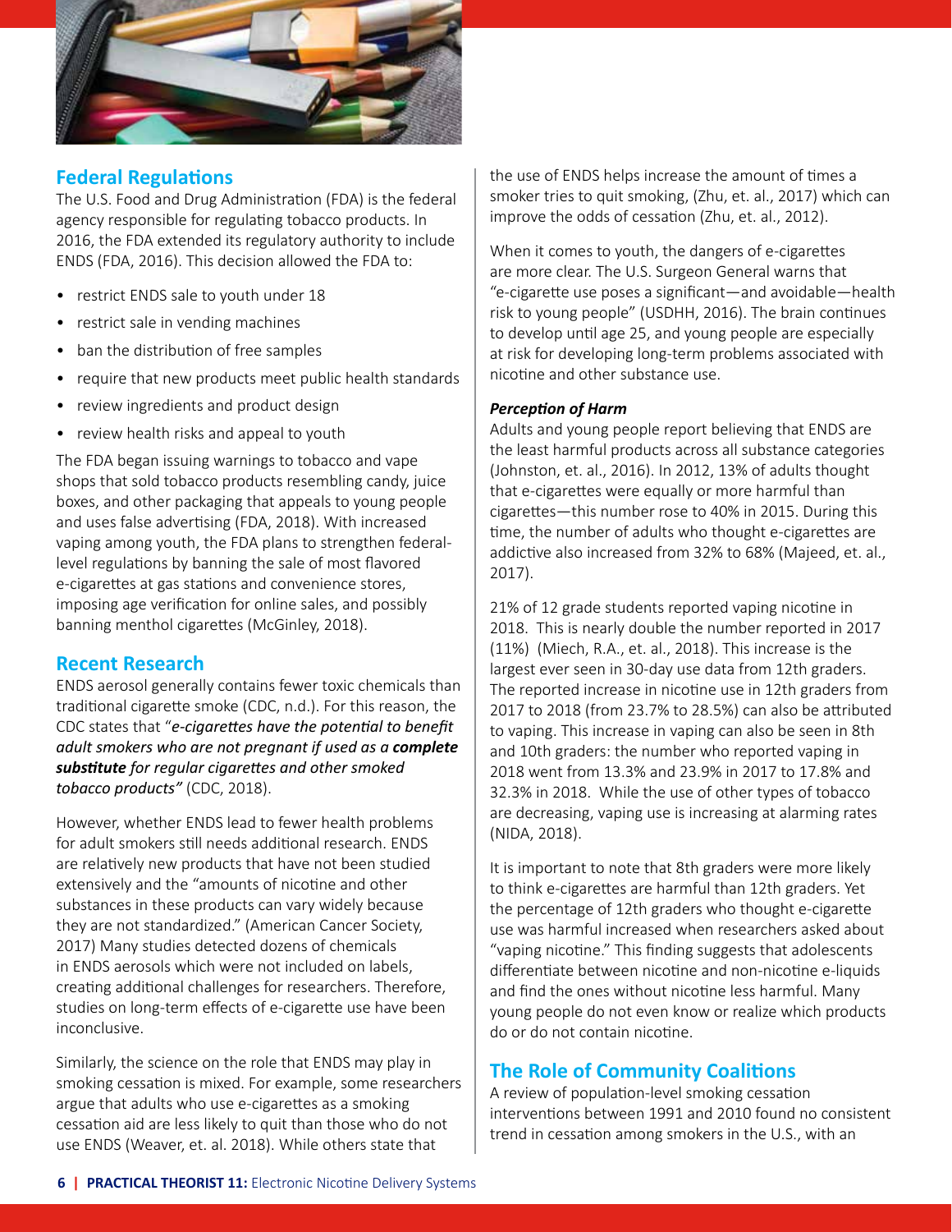## Federal Regulations

The U.S. Food and Drug Administration (FDA) is the federal agency responsible for regulating tobacco products. In 2016, the FDA extended its regulatory authority to include ENDS (FDA, 2016). This decision allowed the FDA to:

- restrict ENDS sale to youth under 18
- restrict sale in vending machines
- ban the distribution of free samples
- require that new products meet public health standards
- review ingredients and product design
- review health risks and appeal to youth

The FDA began issuing warnings to tobacco and vape shops that sold tobacco products resembling candy, juice boxes, and other packaging that appeals to young people and uses false advertising (FDA, 2018). With increased vaping among youth, the FDA plans to strengthen federal-level regulations by banning the sale of most flavored e-cigarettes at gas stations and convenience stores, imposing age verification for online sales, and possibly banning menthol cigarettes (McGinley, 2018).

## Recent Research

ENDS aerosol generally contains fewer toxic chemicals than traditional cigarette smoke (CDC, n.d.). For this reason, the CDC states that "*e-cigarettes have the potential to benefit adult smokers who are not pregnant if used as a* ***complete substitute*** *for regular cigarettes and other smoked tobacco products"* (CDC, 2018).

However, whether ENDS lead to fewer health problems for adult smokers still needs additional research. ENDS are relatively new products that have not been studied extensively and the "amounts of nicotine and other substances in these products can vary widely because they are not standardized." (American Cancer Society, 2017) Many studies detected dozens of chemicals in ENDS aerosols which were not included on labels, creating additional challenges for researchers. Therefore, studies on long-term effects of e-cigarette use have been inconclusive.

Similarly, the science on the role that ENDS may play in smoking cessation is mixed. For example, some researchers argue that adults who use e-cigarettes as a smoking cessation aid are less likely to quit than those who do not use ENDS (Weaver, et. al. 2018). While others state that the use of ENDS helps increase the amount of times a smoker tries to quit smoking, (Zhu, et. al., 2017) which can improve the odds of cessation (Zhu, et. al., 2012).

When it comes to youth, the dangers of e-cigarettes are more clear. The U.S. Surgeon General warns that "e-cigarette use poses a significant—and avoidable—health risk to young people" (USDHH, 2016). The brain continues to develop until age 25, and young people are especially at risk for developing long-term problems associated with nicotine and other substance use.

#### *Perception of Harm*

Adults and young people report believing that ENDS are the least harmful products across all substance categories (Johnston, et. al., 2016). In 2012, 13% of adults thought that e-cigarettes were equally or more harmful than cigarettes—this number rose to 40% in 2015. During this time, the number of adults who thought e-cigarettes are addictive also increased from 32% to 68% (Majeed, et. al., 2017).

21% of 12 grade students reported vaping nicotine in 2018. This is nearly double the number reported in 2017 (11%) (Miech, R.A., et. al., 2018). This increase is the largest ever seen in 30-day use data from 12th graders. The reported increase in nicotine use in 12th graders from 2017 to 2018 (from 23.7% to 28.5%) can also be attributed to vaping. This increase in vaping can also be seen in 8th and 10th graders: the number who reported vaping in 2018 went from 13.3% and 23.9% in 2017 to 17.8% and 32.3% in 2018. While the use of other types of tobacco are decreasing, vaping use is increasing at alarming rates (NIDA, 2018).

It is important to note that 8th graders were more likely to think e-cigarettes are harmful than 12th graders. Yet the percentage of 12th graders who thought e-cigarette use was harmful increased when researchers asked about "vaping nicotine." This finding suggests that adolescents differentiate between nicotine and non-nicotine e-liquids and find the ones without nicotine less harmful. Many young people do not even know or realize which products do or do not contain nicotine.

## The Role of Community Coalitions

A review of population-level smoking cessation interventions between 1991 and 2010 found no consistent trend in cessation among smokers in the U.S., with an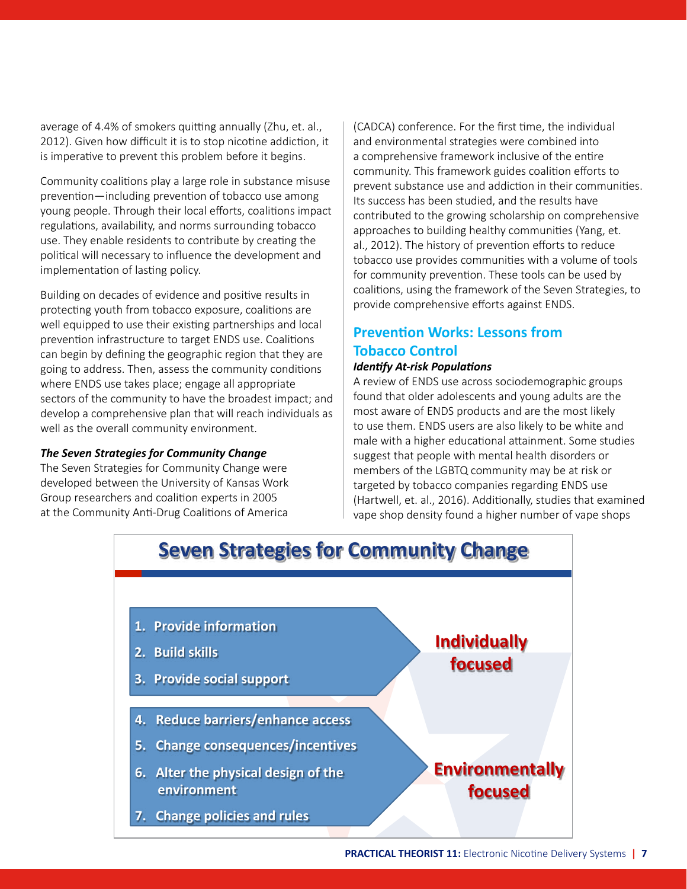average of 4.4% of smokers quitting annually (Zhu, et. al., 2012). Given how difficult it is to stop nicotine addiction, it is imperative to prevent this problem before it begins.

Community coalitions play a large role in substance misuse prevention—including prevention of tobacco use among young people. Through their local efforts, coalitions impact regulations, availability, and norms surrounding tobacco use. They enable residents to contribute by creating the political will necessary to influence the development and implementation of lasting policy.

Building on decades of evidence and positive results in protecting youth from tobacco exposure, coalitions are well equipped to use their existing partnerships and local prevention infrastructure to target ENDS use. Coalitions can begin by defining the geographic region that they are going to address. Then, assess the community conditions where ENDS use takes place; engage all appropriate sectors of the community to have the broadest impact; and develop a comprehensive plan that will reach individuals as well as the overall community environment.

***The Seven Strategies for Community Change***

The Seven Strategies for Community Change were developed between the University of Kansas Work Group researchers and coalition experts in 2005 at the Community Anti-Drug Coalitions of America (CADCA) conference. For the first time, the individual and environmental strategies were combined into a comprehensive framework inclusive of the entire community. This framework guides coalition efforts to prevent substance use and addiction in their communities. Its success has been studied, and the results have contributed to the growing scholarship on comprehensive approaches to building healthy communities (Yang, et. al., 2012). The history of prevention efforts to reduce tobacco use provides communities with a volume of tools for community prevention. These tools can be used by coalitions, using the framework of the Seven Strategies, to provide comprehensive efforts against ENDS.

## Prevention Works: Lessons from Tobacco Control

***Identify At-risk Populations***

A review of ENDS use across sociodemographic groups found that older adolescents and young adults are the most aware of ENDS products and are the most likely to use them. ENDS users are also likely to be white and male with a higher educational attainment. Some studies suggest that people with mental health disorders or members of the LGBTQ community may be at risk or targeted by tobacco companies regarding ENDS use (Hartwell, et. al., 2016). Additionally, studies that examined vape shop density found a higher number of vape shops

**Seven Strategies for Community Change**

**Individually focused**

1. **Provide information**
2. **Build skills**
3. **Provide social support**

**Environmentally focused**

4. **Reduce barriers/enhance access**
5. **Change consequences/incentives**
6. **Alter the physical design of the environment**
7. **Change policies and rules**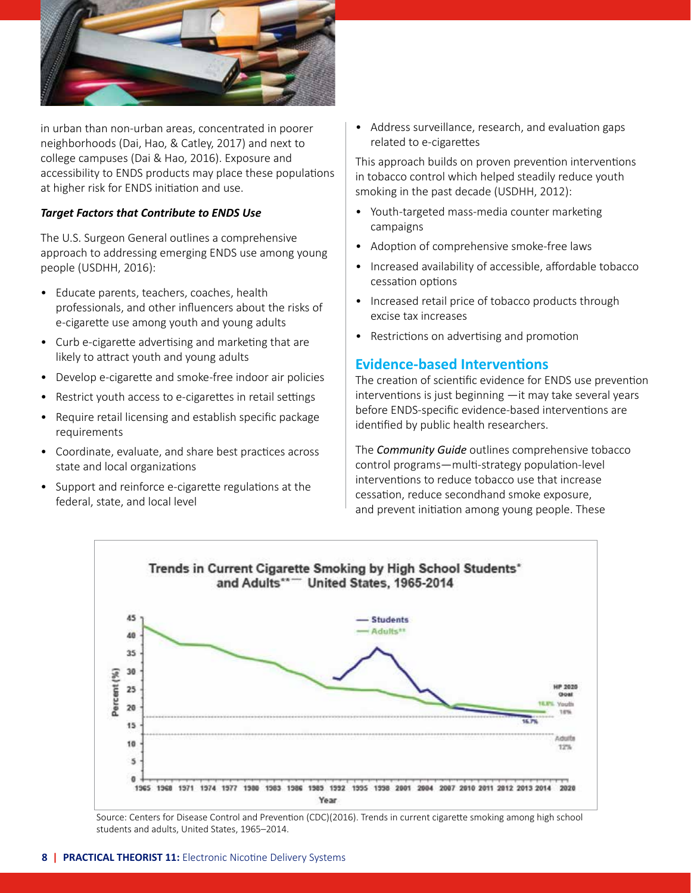in urban than non-urban areas, concentrated in poorer neighborhoods (Dai, Hao, & Catley, 2017) and next to college campuses (Dai & Hao, 2016). Exposure and accessibility to ENDS products may place these populations at higher risk for ENDS initiation and use.

***Target Factors that Contribute to ENDS Use***

The U.S. Surgeon General outlines a comprehensive approach to addressing emerging ENDS use among young people (USDHH, 2016):

- Educate parents, teachers, coaches, health professionals, and other influencers about the risks of e-cigarette use among youth and young adults
- Curb e-cigarette advertising and marketing that are likely to attract youth and young adults
- Develop e-cigarette and smoke-free indoor air policies
- Restrict youth access to e-cigarettes in retail settings
- Require retail licensing and establish specific package requirements
- Coordinate, evaluate, and share best practices across state and local organizations
- Support and reinforce e-cigarette regulations at the federal, state, and local level
- Address surveillance, research, and evaluation gaps related to e-cigarettes

This approach builds on proven prevention interventions in tobacco control which helped steadily reduce youth smoking in the past decade (USDHH, 2012):

- Youth-targeted mass-media counter marketing campaigns
- Adoption of comprehensive smoke-free laws
- Increased availability of accessible, affordable tobacco cessation options
- Increased retail price of tobacco products through excise tax increases
- Restrictions on advertising and promotion

## Evidence-based Interventions

The creation of scientific evidence for ENDS use prevention interventions is just beginning —it may take several years before ENDS-specific evidence-based interventions are identified by public health researchers.

The *Community Guide* outlines comprehensive tobacco control programs—multi-strategy population-level interventions to reduce tobacco use that increase cessation, reduce secondhand smoke exposure, and prevent initiation among young people. These

**Trends in Current Cigarette Smoking by High School Students* and Adults** — United States, 1965-2014**

Source: Centers for Disease Control and Prevention (CDC)(2016). Trends in current cigarette smoking among high school students and adults, United States, 1965–2014.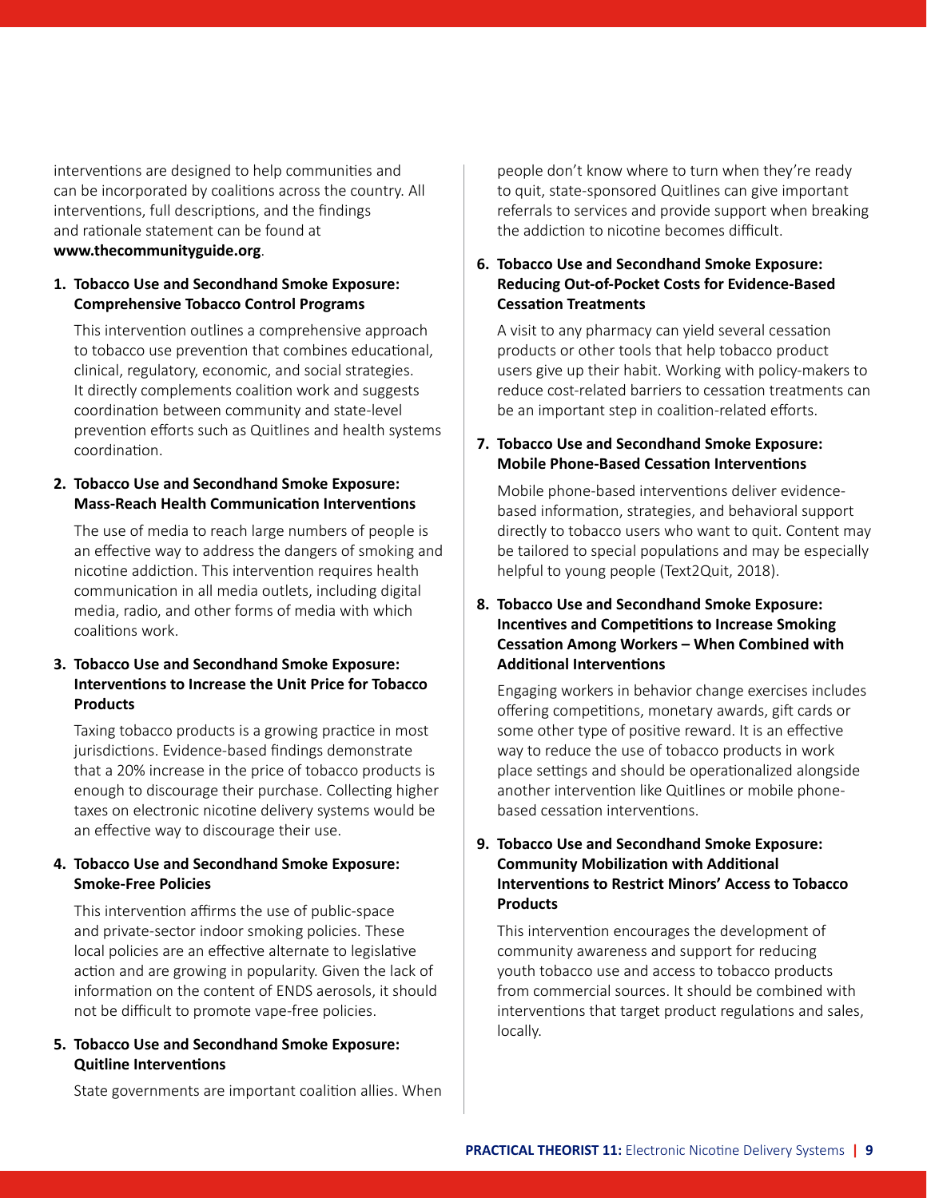interventions are designed to help communities and can be incorporated by coalitions across the country. All interventions, full descriptions, and the findings and rationale statement can be found at **www.thecommunityguide.org**.

1. **Tobacco Use and Secondhand Smoke Exposure: Comprehensive Tobacco Control Programs**

   This intervention outlines a comprehensive approach to tobacco use prevention that combines educational, clinical, regulatory, economic, and social strategies. It directly complements coalition work and suggests coordination between community and state-level prevention efforts such as Quitlines and health systems coordination.

2. **Tobacco Use and Secondhand Smoke Exposure: Mass-Reach Health Communication Interventions**

   The use of media to reach large numbers of people is an effective way to address the dangers of smoking and nicotine addiction. This intervention requires health communication in all media outlets, including digital media, radio, and other forms of media with which coalitions work.

3. **Tobacco Use and Secondhand Smoke Exposure: Interventions to Increase the Unit Price for Tobacco Products**

   Taxing tobacco products is a growing practice in most jurisdictions. Evidence-based findings demonstrate that a 20% increase in the price of tobacco products is enough to discourage their purchase. Collecting higher taxes on electronic nicotine delivery systems would be an effective way to discourage their use.

4. **Tobacco Use and Secondhand Smoke Exposure: Smoke-Free Policies**

   This intervention affirms the use of public-space and private-sector indoor smoking policies. These local policies are an effective alternate to legislative action and are growing in popularity. Given the lack of information on the content of ENDS aerosols, it should not be difficult to promote vape-free policies.

5. **Tobacco Use and Secondhand Smoke Exposure: Quitline Interventions**

   State governments are important coalition allies. When people don't know where to turn when they're ready to quit, state-sponsored Quitlines can give important referrals to services and provide support when breaking the addiction to nicotine becomes difficult.

6. **Tobacco Use and Secondhand Smoke Exposure: Reducing Out-of-Pocket Costs for Evidence-Based Cessation Treatments**

   A visit to any pharmacy can yield several cessation products or other tools that help tobacco product users give up their habit. Working with policy-makers to reduce cost-related barriers to cessation treatments can be an important step in coalition-related efforts.

7. **Tobacco Use and Secondhand Smoke Exposure: Mobile Phone-Based Cessation Interventions**

   Mobile phone-based interventions deliver evidence-based information, strategies, and behavioral support directly to tobacco users who want to quit. Content may be tailored to special populations and may be especially helpful to young people (Text2Quit, 2018).

8. **Tobacco Use and Secondhand Smoke Exposure: Incentives and Competitions to Increase Smoking Cessation Among Workers – When Combined with Additional Interventions**

   Engaging workers in behavior change exercises includes offering competitions, monetary awards, gift cards or some other type of positive reward. It is an effective way to reduce the use of tobacco products in work place settings and should be operationalized alongside another intervention like Quitlines or mobile phone-based cessation interventions.

9. **Tobacco Use and Secondhand Smoke Exposure: Community Mobilization with Additional Interventions to Restrict Minors' Access to Tobacco Products**

   This intervention encourages the development of community awareness and support for reducing youth tobacco use and access to tobacco products from commercial sources. It should be combined with interventions that target product regulations and sales, locally.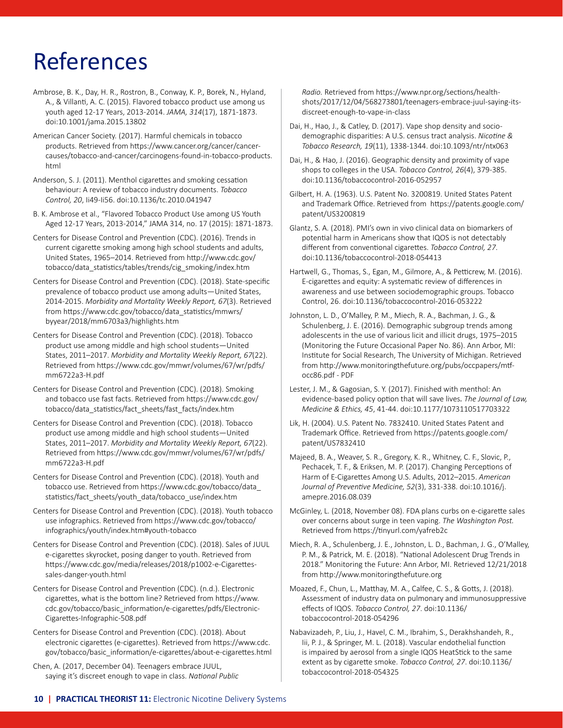# References

Ambrose, B. K., Day, H. R., Rostron, B., Conway, K. P., Borek, N., Hyland, A., & Villanti, A. C. (2015). Flavored tobacco product use among us youth aged 12-17 Years, 2013-2014. *JAMA, 314*(17), 1871-1873. doi:10.1001/jama.2015.13802

American Cancer Society. (2017). Harmful chemicals in tobacco products. Retrieved from https://www.cancer.org/cancer/cancer-causes/tobacco-and-cancer/carcinogens-found-in-tobacco-products.html

Anderson, S. J. (2011). Menthol cigarettes and smoking cessation behaviour: A review of tobacco industry documents. *Tobacco Control, 20*, Ii49-Ii56. doi:10.1136/tc.2010.041947

B. K. Ambrose et al., "Flavored Tobacco Product Use among US Youth Aged 12-17 Years, 2013-2014," JAMA 314, no. 17 (2015): 1871-1873.

Centers for Disease Control and Prevention (CDC). (2016). Trends in current cigarette smoking among high school students and adults, United States, 1965–2014. Retrieved from http://www.cdc.gov/tobacco/data_statistics/tables/trends/cig_smoking/index.htm

Centers for Disease Control and Prevention (CDC). (2018). State-specific prevalence of tobacco product use among adults—United States, 2014-2015. *Morbidity and Mortality Weekly Report, 67*(3). Retrieved from https://www.cdc.gov/tobacco/data_statistics/mmwrs/byyear/2018/mm6703a3/highlights.htm

Centers for Disease Control and Prevention (CDC). (2018). Tobacco product use among middle and high school students—United States, 2011–2017. *Morbidity and Mortality Weekly Report, 67*(22). Retrieved from https://www.cdc.gov/mmwr/volumes/67/wr/pdfs/mm6722a3-H.pdf

Centers for Disease Control and Prevention (CDC). (2018). Smoking and tobacco use fast facts. Retrieved from https://www.cdc.gov/tobacco/data_statistics/fact_sheets/fast_facts/index.htm

Centers for Disease Control and Prevention (CDC). (2018). Tobacco product use among middle and high school students—United States, 2011–2017. *Morbidity and Mortality Weekly Report, 67*(22). Retrieved from https://www.cdc.gov/mmwr/volumes/67/wr/pdfs/mm6722a3-H.pdf

Centers for Disease Control and Prevention (CDC). (2018). Youth and tobacco use. Retrieved from https://www.cdc.gov/tobacco/data_statistics/fact_sheets/youth_data/tobacco_use/index.htm

Centers for Disease Control and Prevention (CDC). (2018). Youth tobacco use infographics. Retrieved from https://www.cdc.gov/tobacco/infographics/youth/index.htm#youth-tobacco

Centers for Disease Control and Prevention (CDC). (2018). Sales of JUUL e-cigarettes skyrocket, posing danger to youth. Retrieved from https://www.cdc.gov/media/releases/2018/p1002-e-Cigarettes-sales-danger-youth.html

Centers for Disease Control and Prevention (CDC). (n.d.). Electronic cigarettes, what is the bottom line? Retrieved from https://www.cdc.gov/tobacco/basic_information/e-cigarettes/pdfs/Electronic-Cigarettes-Infographic-508.pdf

Centers for Disease Control and Prevention (CDC). (2018). About electronic cigarettes (e-cigarettes). Retrieved from https://www.cdc.gov/tobacco/basic_information/e-cigarettes/about-e-cigarettes.html

Chen, A. (2017, December 04). Teenagers embrace JUUL, saying it's discreet enough to vape in class. *National Public Radio.* Retrieved from https://www.npr.org/sections/health-shots/2017/12/04/568273801/teenagers-embrace-juul-saying-its-discreet-enough-to-vape-in-class

Dai, H., Hao, J., & Catley, D. (2017). Vape shop density and socio-demographic disparities: A U.S. census tract analysis. *Nicotine & Tobacco Research, 19*(11), 1338-1344. doi:10.1093/ntr/ntx063

Dai, H., & Hao, J. (2016). Geographic density and proximity of vape shops to colleges in the USA. *Tobacco Control, 26*(4), 379-385. doi:10.1136/tobaccocontrol-2016-052957

Gilbert, H. A. (1963). U.S. Patent No. 3200819. United States Patent and Trademark Office. Retrieved from https://patents.google.com/patent/US3200819

Glantz, S. A. (2018). PMI's own in vivo clinical data on biomarkers of potential harm in Americans show that IQOS is not detectably different from conventional cigarettes. *Tobacco Control, 27*. doi:10.1136/tobaccocontrol-2018-054413

Hartwell, G., Thomas, S., Egan, M., Gilmore, A., & Petticrew, M. (2016). E-cigarettes and equity: A systematic review of differences in awareness and use between sociodemographic groups. Tobacco Control, 26. doi:10.1136/tobaccocontrol-2016-053222

Johnston, L. D., O'Malley, P. M., Miech, R. A., Bachman, J. G., & Schulenberg, J. E. (2016). Demographic subgroup trends among adolescents in the use of various licit and illicit drugs, 1975–2015 (Monitoring the Future Occasional Paper No. 86). Ann Arbor, MI: Institute for Social Research, The University of Michigan. Retrieved from http://www.monitoringthefuture.org/pubs/occpapers/mtf-occ86.pdf - PDF

Lester, J. M., & Gagosian, S. Y. (2017). Finished with menthol: An evidence-based policy option that will save lives*. The Journal of Law, Medicine & Ethics, 45*, 41-44. doi:10.1177/1073110517703322

Lik, H. (2004). U.S. Patent No. 7832410. United States Patent and Trademark Office. Retrieved from https://patents.google.com/patent/US7832410

Majeed, B. A., Weaver, S. R., Gregory, K. R., Whitney, C. F., Slovic, P., Pechacek, T. F., & Eriksen, M. P. (2017). Changing Perceptions of Harm of E-Cigarettes Among U.S. Adults, 2012–2015. *American Journal of Preventive Medicine, 52*(3), 331-338. doi:10.1016/j.amepre.2016.08.039

McGinley, L. (2018, November 08). FDA plans curbs on e-cigarette sales over concerns about surge in teen vaping. *The Washington Post.* Retrieved from https://tinyurl.com/yafreb2c

Miech, R. A., Schulenberg, J. E., Johnston, L. D., Bachman, J. G., O'Malley, P. M., & Patrick, M. E. (2018). "National Adolescent Drug Trends in 2018." Monitoring the Future: Ann Arbor, MI. Retrieved 12/21/2018 from http://www.monitoringthefuture.org

Moazed, F., Chun, L., Matthay, M. A., Calfee, C. S., & Gotts, J. (2018). Assessment of industry data on pulmonary and immunosuppressive effects of IQOS. *Tobacco Control, 27*. doi:10.1136/tobaccocontrol-2018-054296

Nabavizadeh, P., Liu, J., Havel, C. M., Ibrahim, S., Derakhshandeh, R., Iii, P. J., & Springer, M. L. (2018). Vascular endothelial function is impaired by aerosol from a single IQOS HeatStick to the same extent as by cigarette smoke. *Tobacco Control, 27*. doi:10.1136/tobaccocontrol-2018-054325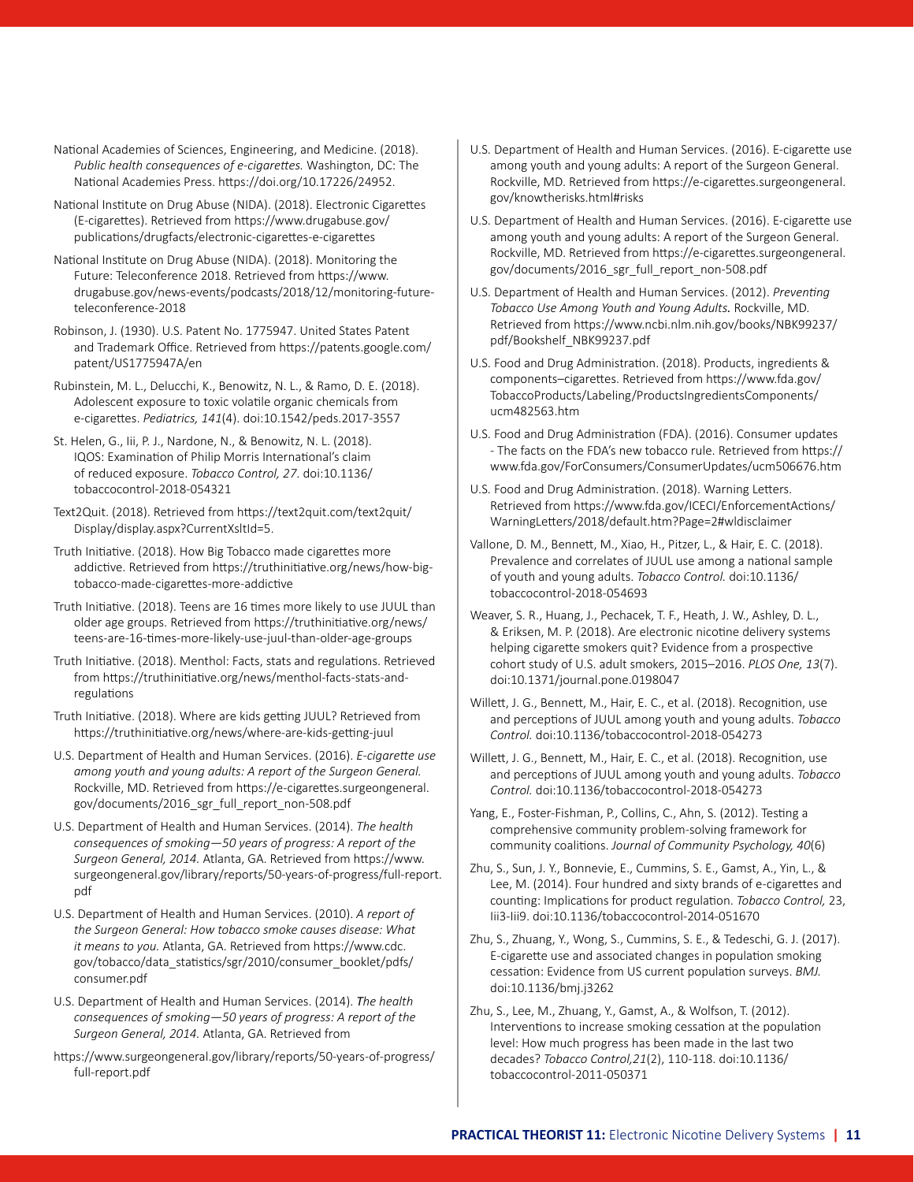National Academies of Sciences, Engineering, and Medicine. (2018). *Public health consequences of e-cigarettes.* Washington, DC: The National Academies Press. https://doi.org/10.17226/24952.

National Institute on Drug Abuse (NIDA). (2018). Electronic Cigarettes (E-cigarettes). Retrieved from https://www.drugabuse.gov/publications/drugfacts/electronic-cigarettes-e-cigarettes

National Institute on Drug Abuse (NIDA). (2018). Monitoring the Future: Teleconference 2018. Retrieved from https://www.drugabuse.gov/news-events/podcasts/2018/12/monitoring-future-teleconference-2018

Robinson, J. (1930). U.S. Patent No. 1775947. United States Patent and Trademark Office. Retrieved from https://patents.google.com/patent/US1775947A/en

Rubinstein, M. L., Delucchi, K., Benowitz, N. L., & Ramo, D. E. (2018). Adolescent exposure to toxic volatile organic chemicals from e-cigarettes. *Pediatrics, 141*(4). doi:10.1542/peds.2017-3557

St. Helen, G., Iii, P. J., Nardone, N., & Benowitz, N. L. (2018). IQOS: Examination of Philip Morris International's claim of reduced exposure. *Tobacco Control, 27.* doi:10.1136/tobaccocontrol-2018-054321

Text2Quit. (2018). Retrieved from https://text2quit.com/text2quit/Display/display.aspx?CurrentXsltId=5.

Truth Initiative. (2018). How Big Tobacco made cigarettes more addictive. Retrieved from https://truthinitiative.org/news/how-big-tobacco-made-cigarettes-more-addictive

Truth Initiative. (2018). Teens are 16 times more likely to use JUUL than older age groups. Retrieved from https://truthinitiative.org/news/teens-are-16-times-more-likely-use-juul-than-older-age-groups

Truth Initiative. (2018). Menthol: Facts, stats and regulations. Retrieved from https://truthinitiative.org/news/menthol-facts-stats-and-regulations

Truth Initiative. (2018). Where are kids getting JUUL? Retrieved from https://truthinitiative.org/news/where-are-kids-getting-juul

U.S. Department of Health and Human Services. (2016). *E-cigarette use among youth and young adults: A report of the Surgeon General.* Rockville, MD. Retrieved from https://e-cigarettes.surgeongeneral.gov/documents/2016_sgr_full_report_non-508.pdf

U.S. Department of Health and Human Services. (2014). *The health consequences of smoking—50 years of progress: A report of the Surgeon General, 2014.* Atlanta, GA. Retrieved from https://www.surgeongeneral.gov/library/reports/50-years-of-progress/full-report.pdf

U.S. Department of Health and Human Services. (2010). *A report of the Surgeon General: How tobacco smoke causes disease: What it means to you.* Atlanta, GA. Retrieved from https://www.cdc.gov/tobacco/data_statistics/sgr/2010/consumer_booklet/pdfs/consumer.pdf

U.S. Department of Health and Human Services. (2014). *The health consequences of smoking—50 years of progress: A report of the Surgeon General, 2014.* Atlanta, GA. Retrieved from

https://www.surgeongeneral.gov/library/reports/50-years-of-progress/full-report.pdf

U.S. Department of Health and Human Services. (2016). E-cigarette use among youth and young adults: A report of the Surgeon General. Rockville, MD. Retrieved from https://e-cigarettes.surgeongeneral.gov/knowtherisks.html#risks

U.S. Department of Health and Human Services. (2016). E-cigarette use among youth and young adults: A report of the Surgeon General. Rockville, MD. Retrieved from https://e-cigarettes.surgeongeneral.gov/documents/2016_sgr_full_report_non-508.pdf

U.S. Department of Health and Human Services. (2012). *Preventing Tobacco Use Among Youth and Young Adults.* Rockville, MD. Retrieved from https://www.ncbi.nlm.nih.gov/books/NBK99237/pdf/Bookshelf_NBK99237.pdf

U.S. Food and Drug Administration. (2018). Products, ingredients & components–cigarettes. Retrieved from https://www.fda.gov/TobaccoProducts/Labeling/ProductsIngredientsComponents/ucm482563.htm

U.S. Food and Drug Administration (FDA). (2016). Consumer updates - The facts on the FDA's new tobacco rule. Retrieved from https://www.fda.gov/ForConsumers/ConsumerUpdates/ucm506676.htm

U.S. Food and Drug Administration. (2018). Warning Letters. Retrieved from https://www.fda.gov/ICECI/EnforcementActions/WarningLetters/2018/default.htm?Page=2#wldisclaimer

Vallone, D. M., Bennett, M., Xiao, H., Pitzer, L., & Hair, E. C. (2018). Prevalence and correlates of JUUL use among a national sample of youth and young adults. *Tobacco Control.* doi:10.1136/tobaccocontrol-2018-054693

Weaver, S. R., Huang, J., Pechacek, T. F., Heath, J. W., Ashley, D. L., & Eriksen, M. P. (2018). Are electronic nicotine delivery systems helping cigarette smokers quit? Evidence from a prospective cohort study of U.S. adult smokers, 2015–2016. *PLOS One, 13*(7). doi:10.1371/journal.pone.0198047

Willett, J. G., Bennett, M., Hair, E. C., et al. (2018). Recognition, use and perceptions of JUUL among youth and young adults. *Tobacco Control.* doi:10.1136/tobaccocontrol-2018-054273

Willett, J. G., Bennett, M., Hair, E. C., et al. (2018). Recognition, use and perceptions of JUUL among youth and young adults. *Tobacco Control.* doi:10.1136/tobaccocontrol-2018-054273

Yang, E., Foster-Fishman, P., Collins, C., Ahn, S. (2012). Testing a comprehensive community problem-solving framework for community coalitions. *Journal of Community Psychology, 40*(6)

Zhu, S., Sun, J. Y., Bonnevie, E., Cummins, S. E., Gamst, A., Yin, L., & Lee, M. (2014). Four hundred and sixty brands of e-cigarettes and counting: Implications for product regulation. *Tobacco Control,* 23, Iii3-Iii9. doi:10.1136/tobaccocontrol-2014-051670

Zhu, S., Zhuang, Y., Wong, S., Cummins, S. E., & Tedeschi, G. J. (2017). E-cigarette use and associated changes in population smoking cessation: Evidence from US current population surveys. *BMJ.* doi:10.1136/bmj.j3262

Zhu, S., Lee, M., Zhuang, Y., Gamst, A., & Wolfson, T. (2012). Interventions to increase smoking cessation at the population level: How much progress has been made in the last two decades? *Tobacco Control,21*(2), 110-118. doi:10.1136/tobaccocontrol-2011-050371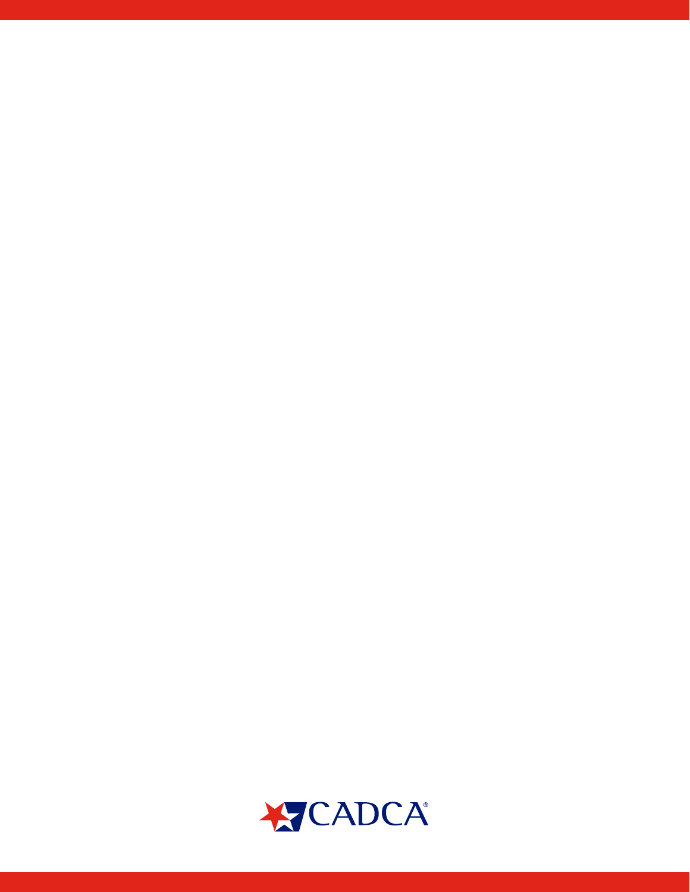CADCA®